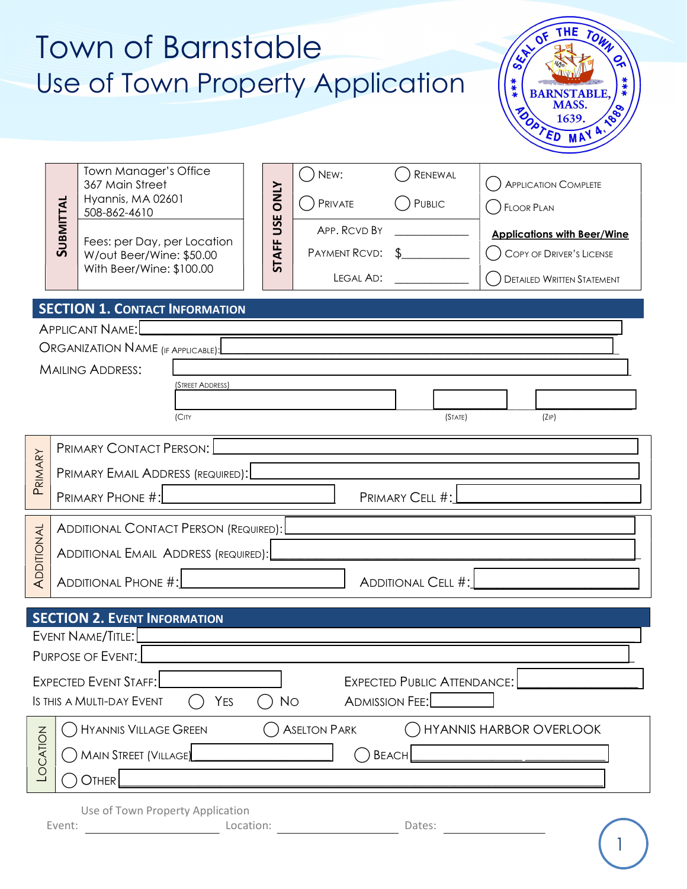# Town of Barnstable

## Use of Town Property Application

| SUBMITTAL | |
|---|---|
| | Town Manager's Office<br>367 Main Street<br>Hyannis, MA 02601<br>508-862-4610 |
| | Fees: per Day, per Location<br>W/out Beer/Wine: $50.00<br>With Beer/Wine: $100.00 |

**STAFF USE ONLY**

| | | |
|---|---|---|
| ◯ New: | ◯ Renewal | ◯ Application Complete |
| ◯ Private | ◯ Public | ◯ Floor Plan |
| App. Rcvd By | ____________ | **Applications with Beer/Wine** |
| Payment Rcvd: | $____________ | ◯ Copy of Driver's License |
| Legal Ad: | ____________ | ◯ Detailed Written Statement |

## SECTION 1. Contact Information

Applicant Name: ______________________________

Organization Name (if applicable): ______________________________

Mailing Address: ______________________________
(Street Address)

______________________ ____________ ____________
(City (State) (Zip)

**Primary**

Primary Contact Person: ______________________________

Primary Email Address (required): ______________________________

Primary Phone #: ______________ Primary Cell #: ______________

**Additional**

Additional Contact Person (required): ______________________________

Additional Email Address (required): ______________________________

Additional Phone #: ______________ Additional Cell #: ______________

## SECTION 2. Event Information

Event Name/Title: ______________________________

Purpose of Event: ______________________________

Expected Event Staff: ______________ Expected Public Attendance: ______________

Is this a Multi-Day Event ◯ Yes ◯ No Admission Fee: __________

**Location**

◯ Hyannis Village Green ◯ Aselton Park ◯ Hyannis Harbor Overlook

◯ Main Street (Village) ______________ ◯ Beach ______________

◯ Other ______________________________

Use of Town Property Application

Event: ______________ Location: ______________ Dates: ______________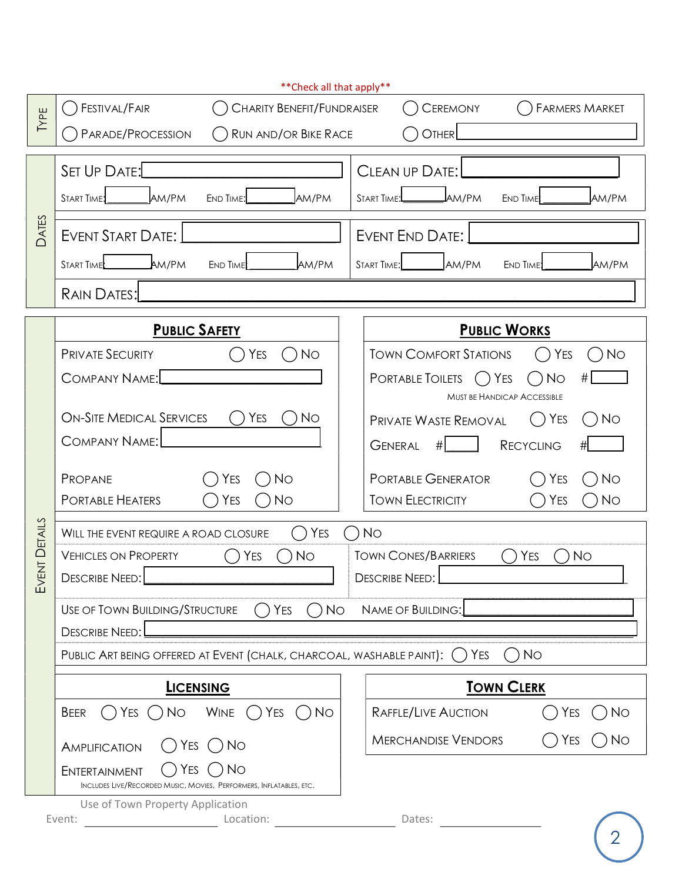**Check all that apply**

**TYPE**

- ◯ Festival/Fair
- ◯ Charity Benefit/Fundraiser
- ◯ Ceremony
- ◯ Farmers Market
- ◯ Parade/Procession
- ◯ Run and/or Bike Race
- ◯ Other ________

**DATES**

| | |
|---|---|
| Set Up Date: ________ | Clean up Date: ________ |
| Start Time: ______ AM/PM  End Time: ______ AM/PM | Start Time: ______ AM/PM  End Time: ______ AM/PM |
| Event Start Date: ________ | Event End Date: ________ |
| Start Time: ______ AM/PM  End Time: ______ AM/PM | Start Time: ______ AM/PM  End Time: ______ AM/PM |

Rain Dates: ________

**EVENT DETAILS**

## Public Safety

Private Security ◯ Yes ◯ No

Company Name: ________

On-Site Medical Services ◯ Yes ◯ No

Company Name: ________

Propane ◯ Yes ◯ No

Portable Heaters ◯ Yes ◯ No

## Public Works

Town Comfort Stations ◯ Yes ◯ No

Portable Toilets ◯ Yes ◯ No # ______

Must be Handicap Accessible

Private Waste Removal ◯ Yes ◯ No

General # ______ Recycling # ______

Portable Generator ◯ Yes ◯ No

Town Electricity ◯ Yes ◯ No

---

Will the event require a road closure ◯ Yes ◯ No

Vehicles on Property ◯ Yes ◯ No

Describe Need: ________

Town Cones/Barriers ◯ Yes ◯ No

Describe Need: ________

Use of Town Building/Structure ◯ Yes ◯ No  Name of Building: ________

Describe Need: ________

Public Art being offered at event (chalk, charcoal, washable paint): ◯ Yes ◯ No

## Licensing

Beer ◯ Yes ◯ No  Wine ◯ Yes ◯ No

Amplification ◯ Yes ◯ No

Entertainment ◯ Yes ◯ No

Includes Live/Recorded Music, Movies, Performers, Inflatables, etc.

## Town Clerk

Raffle/Live Auction ◯ Yes ◯ No

Merchandise Vendors ◯ Yes ◯ No

Use of Town Property Application

Event: ______________ Location: ______________ Dates: ______________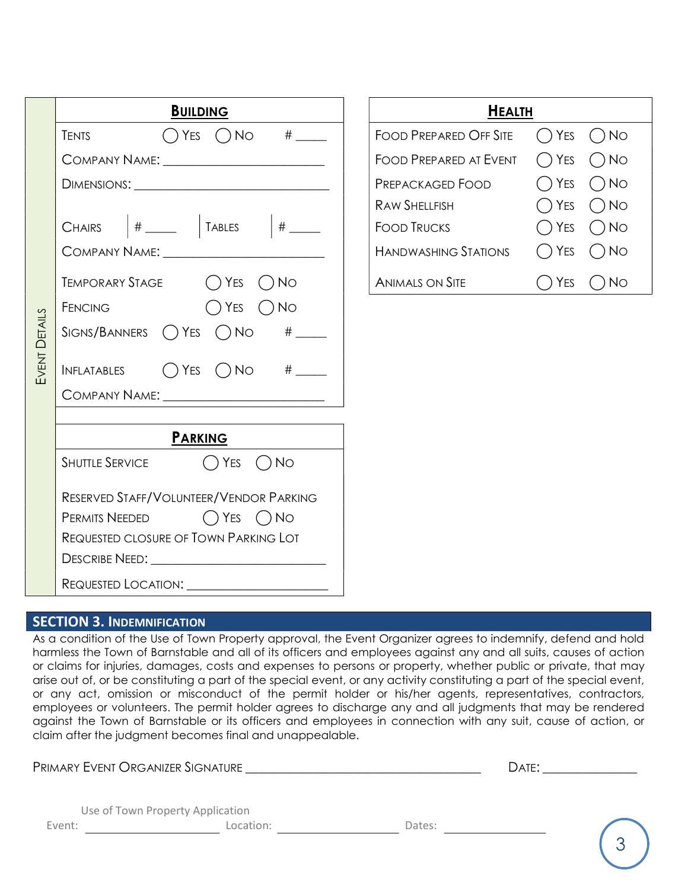## Event Details

### Building

| | | | |
|---|---|---|---|
| Tents | ◯ Yes | ◯ No | # _____ |
| Company Name: ______________________ | | | |
| Dimensions: ______________________ | | | |
| Chairs # _____ | Tables # _____ | | |
| Company Name: ______________________ | | | |
| Temporary Stage | ◯ Yes | ◯ No | |
| Fencing | ◯ Yes | ◯ No | |
| Signs/Banners | ◯ Yes | ◯ No | # _____ |
| Inflatables | ◯ Yes | ◯ No | # _____ |
| Company Name: ______________________ | | | |

### Parking

| | | |
|---|---|---|
| Shuttle Service | ◯ Yes | ◯ No |
| Reserved Staff/Volunteer/Vendor Parking Permits Needed | ◯ Yes | ◯ No |
| Requested Closure of Town Parking Lot | | |
| Describe Need: ______________________ | | |
| Requested Location: ______________________ | | |

### Health

| | | |
|---|---|---|
| Food Prepared Off Site | ◯ Yes | ◯ No |
| Food Prepared at Event | ◯ Yes | ◯ No |
| Prepackaged Food | ◯ Yes | ◯ No |
| Raw Shellfish | ◯ Yes | ◯ No |
| Food Trucks | ◯ Yes | ◯ No |
| Handwashing Stations | ◯ Yes | ◯ No |
| Animals on Site | ◯ Yes | ◯ No |

## SECTION 3. Indemnification

As a condition of the Use of Town Property approval, the Event Organizer agrees to indemnify, defend and hold harmless the Town of Barnstable and all of its officers and employees against any and all suits, causes of action or claims for injuries, damages, costs and expenses to persons or property, whether public or private, that may arise out of, or be constituting a part of the special event, or any activity constituting a part of the special event, or any act, omission or misconduct of the permit holder or his/her agents, representatives, contractors, employees or volunteers. The permit holder agrees to discharge any and all judgments that may be rendered against the Town of Barnstable or its officers and employees in connection with any suit, cause of action, or claim after the judgment becomes final and unappealable.

Primary Event Organizer Signature ______________________________ Date: ______________

Use of Town Property Application

Event: ____________________ Location: ____________________ Dates: ________________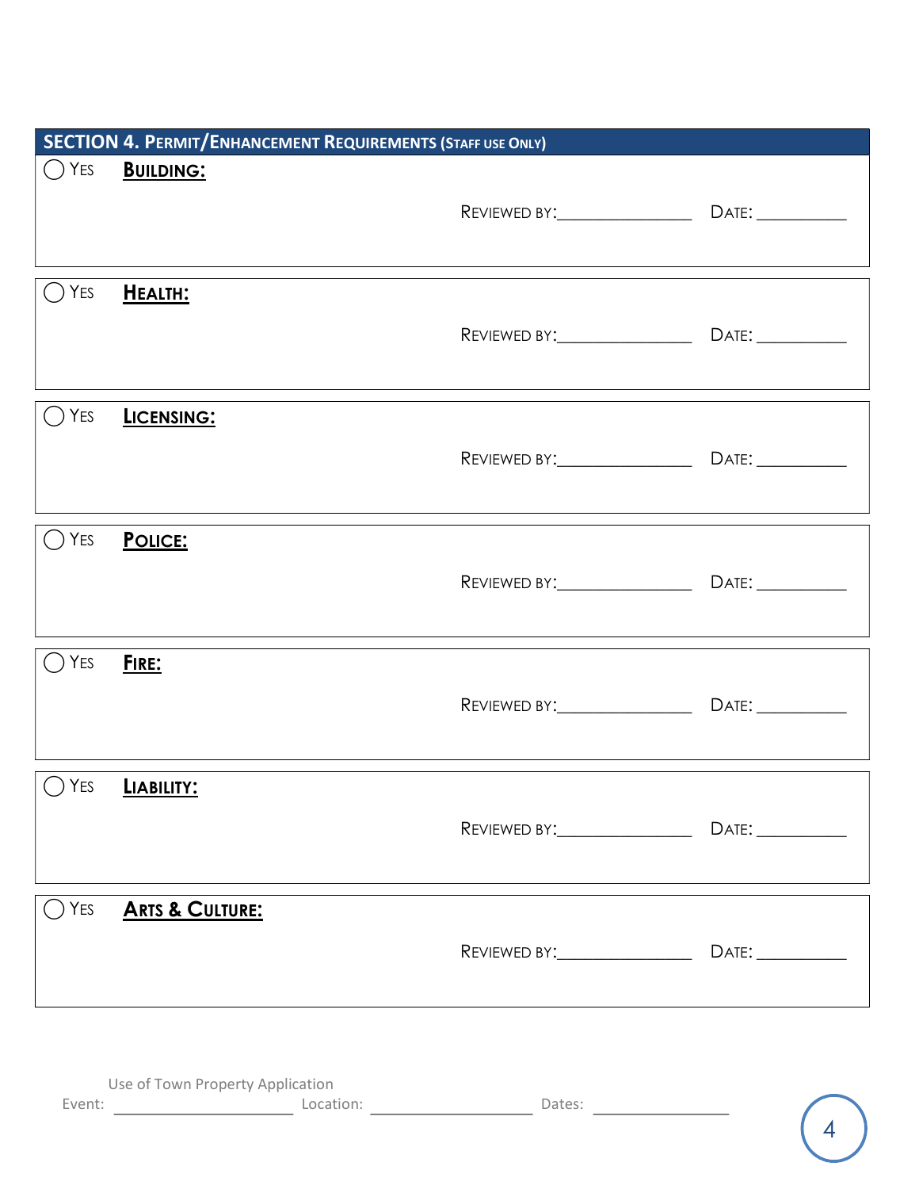## SECTION 4. Permit/Enhancement Requirements (Staff use Only)

◯ Yes **Building:**

Reviewed by:_______________ Date: __________

◯ Yes **Health:**

Reviewed by:_______________ Date: __________

◯ Yes **Licensing:**

Reviewed by:_______________ Date: __________

◯ Yes **Police:**

Reviewed by:_______________ Date: __________

◯ Yes **Fire:**

Reviewed by:_______________ Date: __________

◯ Yes **Liability:**

Reviewed by:_______________ Date: __________

◯ Yes **Arts & Culture:**

Reviewed by:_______________ Date: __________

Use of Town Property Application

Event: ____________________ Location: __________________ Dates: ______________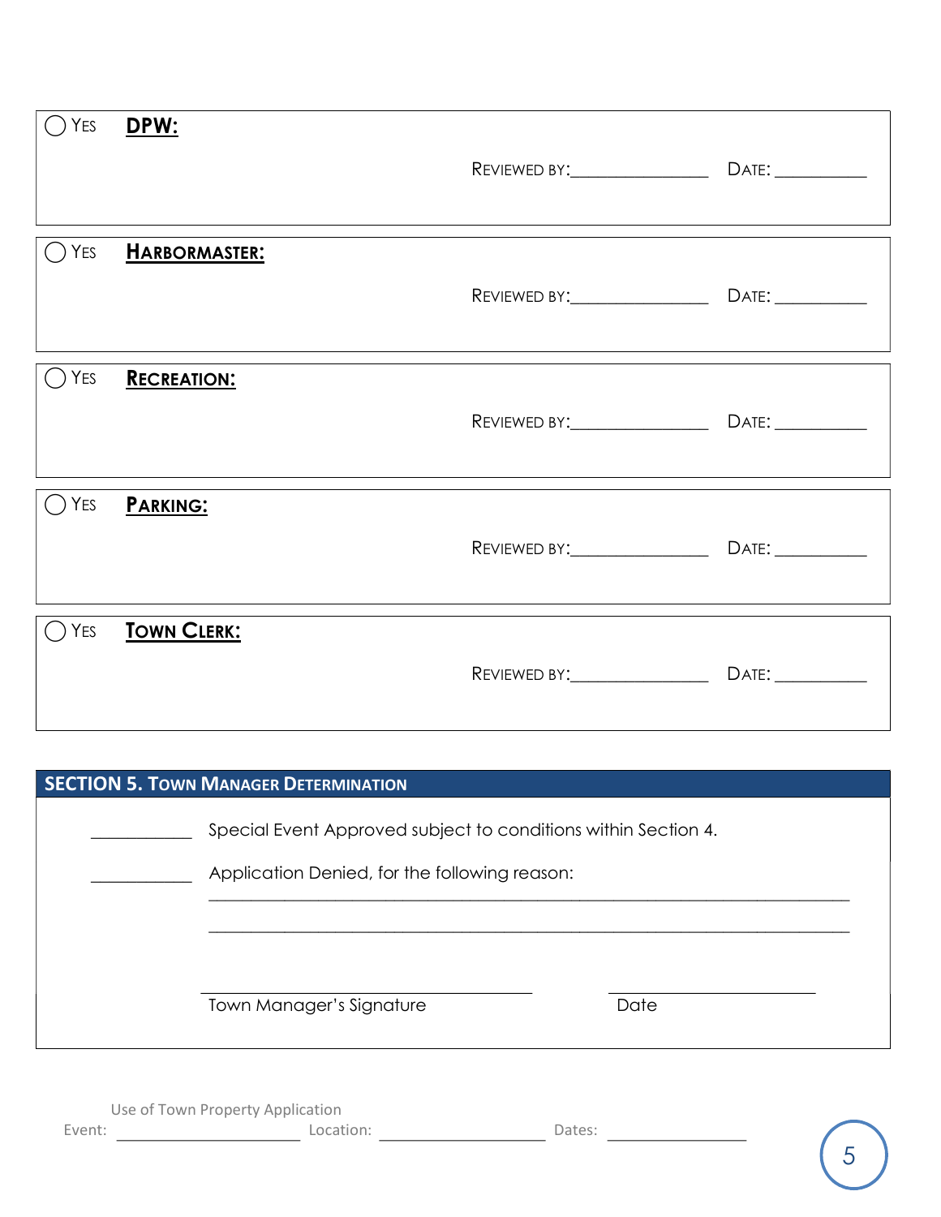◯ YES **DPW:**

REVIEWED BY:_______________ DATE: __________

◯ YES **HARBORMASTER:**

REVIEWED BY:_______________ DATE: __________

◯ YES **RECREATION:**

REVIEWED BY:_______________ DATE: __________

◯ YES **PARKING:**

REVIEWED BY:_______________ DATE: __________

◯ YES **TOWN CLERK:**

REVIEWED BY:_______________ DATE: __________

## SECTION 5. TOWN MANAGER DETERMINATION

___________ Special Event Approved subject to conditions within Section 4.

___________ Application Denied, for the following reason:

_______________________________________________________________________

_______________________________________________________________________

_____________________________________ _______________________

Town Manager's Signature Date

Use of Town Property Application

Event: ____________________ Location: ____________________ Dates: ________________